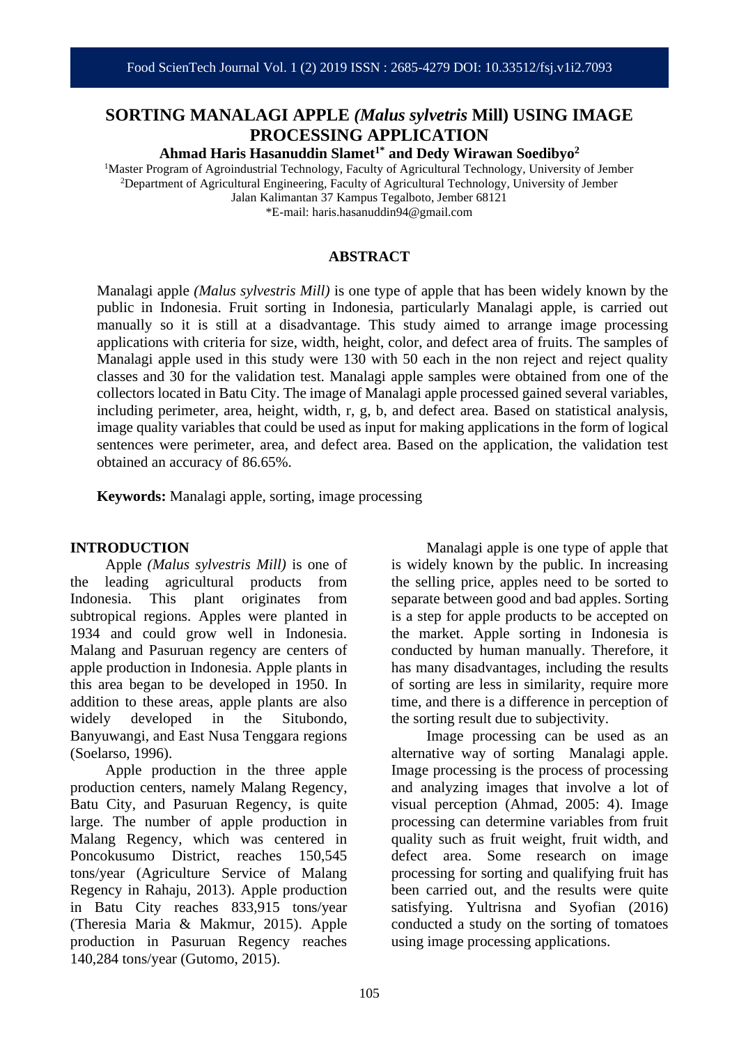# SORTING MANALAGI APPLE *(Malus sylvetris* Mill) USING IMAGE PROCESSING APPLICATION

**Ahmad Haris Hasanuddin Slamet[1*] and Dedy Wirawan Soedibyo[2]**

[1]Master Program of Agroindustrial Technology, Faculty of Agricultural Technology, University of Jember
[2]Department of Agricultural Engineering, Faculty of Agricultural Technology, University of Jember
Jalan Kalimantan 37 Kampus Tegalboto, Jember 68121
*E-mail: haris.hasanuddin94@gmail.com

## ABSTRACT

Manalagi apple *(Malus sylvestris Mill)* is one type of apple that has been widely known by the public in Indonesia. Fruit sorting in Indonesia, particularly Manalagi apple, is carried out manually so it is still at a disadvantage. This study aimed to arrange image processing applications with criteria for size, width, height, color, and defect area of fruits. The samples of Manalagi apple used in this study were 130 with 50 each in the non reject and reject quality classes and 30 for the validation test. Manalagi apple samples were obtained from one of the collectors located in Batu City. The image of Manalagi apple processed gained several variables, including perimeter, area, height, width, r, g, b, and defect area. Based on statistical analysis, image quality variables that could be used as input for making applications in the form of logical sentences were perimeter, area, and defect area. Based on the application, the validation test obtained an accuracy of 86.65%.

**Keywords:** Manalagi apple, sorting, image processing

## INTRODUCTION

Apple *(Malus sylvestris Mill)* is one of the leading agricultural products from Indonesia. This plant originates from subtropical regions. Apples were planted in 1934 and could grow well in Indonesia. Malang and Pasuruan regency are centers of apple production in Indonesia. Apple plants in this area began to be developed in 1950. In addition to these areas, apple plants are also widely developed in the Situbondo, Banyuwangi, and East Nusa Tenggara regions (Soelarso, 1996).

Apple production in the three apple production centers, namely Malang Regency, Batu City, and Pasuruan Regency, is quite large. The number of apple production in Malang Regency, which was centered in Poncokusumo District, reaches 150,545 tons/year (Agriculture Service of Malang Regency in Rahaju, 2013). Apple production in Batu City reaches 833,915 tons/year (Theresia Maria & Makmur, 2015). Apple production in Pasuruan Regency reaches 140,284 tons/year (Gutomo, 2015).

Manalagi apple is one type of apple that is widely known by the public. In increasing the selling price, apples need to be sorted to separate between good and bad apples. Sorting is a step for apple products to be accepted on the market. Apple sorting in Indonesia is conducted by human manually. Therefore, it has many disadvantages, including the results of sorting are less in similarity, require more time, and there is a difference in perception of the sorting result due to subjectivity.

Image processing can be used as an alternative way of sorting Manalagi apple. Image processing is the process of processing and analyzing images that involve a lot of visual perception (Ahmad, 2005: 4). Image processing can determine variables from fruit quality such as fruit weight, fruit width, and defect area. Some research on image processing for sorting and qualifying fruit has been carried out, and the results were quite satisfying. Yultrisna and Syofian (2016) conducted a study on the sorting of tomatoes using image processing applications.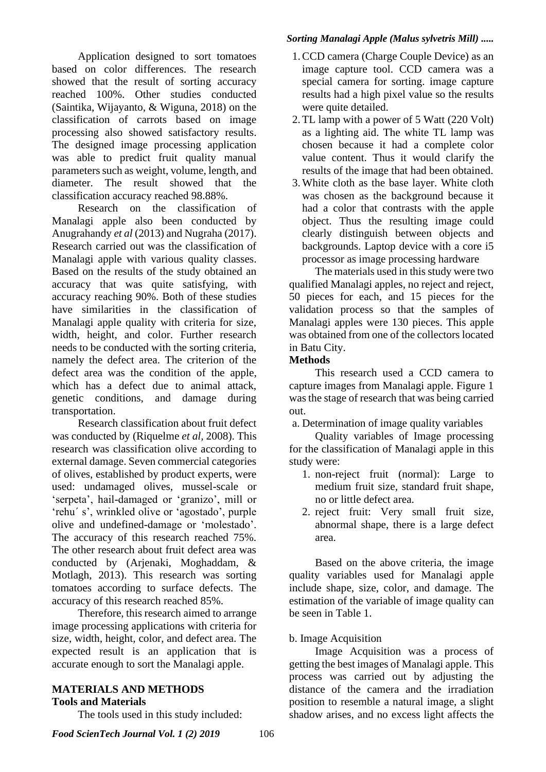Application designed to sort tomatoes based on color differences. The research showed that the result of sorting accuracy reached 100%. Other studies conducted (Saintika, Wijayanto, & Wiguna, 2018) on the classification of carrots based on image processing also showed satisfactory results. The designed image processing application was able to predict fruit quality manual parameters such as weight, volume, length, and diameter. The result showed that the classification accuracy reached 98.88%.

Research on the classification of Manalagi apple also been conducted by Anugrahandy *et al* (2013) and Nugraha (2017). Research carried out was the classification of Manalagi apple with various quality classes. Based on the results of the study obtained an accuracy that was quite satisfying, with accuracy reaching 90%. Both of these studies have similarities in the classification of Manalagi apple quality with criteria for size, width, height, and color. Further research needs to be conducted with the sorting criteria, namely the defect area. The criterion of the defect area was the condition of the apple, which has a defect due to animal attack, genetic conditions, and damage during transportation.

Research classification about fruit defect was conducted by (Riquelme *et al,* 2008). This research was classification olive according to external damage. Seven commercial categories of olives, established by product experts, were used: undamaged olives, mussel-scale or 'serpeta', hail-damaged or 'granizo', mill or 'rehu´ s', wrinkled olive or 'agostado', purple olive and undefined-damage or 'molestado'. The accuracy of this research reached 75%. The other research about fruit defect area was conducted by (Arjenaki, Moghaddam, & Motlagh, 2013). This research was sorting tomatoes according to surface defects. The accuracy of this research reached 85%.

Therefore, this research aimed to arrange image processing applications with criteria for size, width, height, color, and defect area. The expected result is an application that is accurate enough to sort the Manalagi apple.

## MATERIALS AND METHODS

### Tools and Materials

The tools used in this study included:

1. CCD camera (Charge Couple Device) as an image capture tool. CCD camera was a special camera for sorting. image capture results had a high pixel value so the results were quite detailed.
2. TL lamp with a power of 5 Watt (220 Volt) as a lighting aid. The white TL lamp was chosen because it had a complete color value content. Thus it would clarify the results of the image that had been obtained.
3. White cloth as the base layer. White cloth was chosen as the background because it had a color that contrasts with the apple object. Thus the resulting image could clearly distinguish between objects and backgrounds. Laptop device with a core i5 processor as image processing hardware

The materials used in this study were two qualified Manalagi apples, no reject and reject, 50 pieces for each, and 15 pieces for the validation process so that the samples of Manalagi apples were 130 pieces. This apple was obtained from one of the collectors located in Batu City.

### Methods

This research used a CCD camera to capture images from Manalagi apple. Figure 1 was the stage of research that was being carried out.

a. Determination of image quality variables

Quality variables of Image processing for the classification of Manalagi apple in this study were:

1. non-reject fruit (normal): Large to medium fruit size, standard fruit shape, no or little defect area.
2. reject fruit: Very small fruit size, abnormal shape, there is a large defect area.

Based on the above criteria, the image quality variables used for Manalagi apple include shape, size, color, and damage. The estimation of the variable of image quality can be seen in Table 1.

b. Image Acquisition

Image Acquisition was a process of getting the best images of Manalagi apple. This process was carried out by adjusting the distance of the camera and the irradiation position to resemble a natural image, a slight shadow arises, and no excess light affects the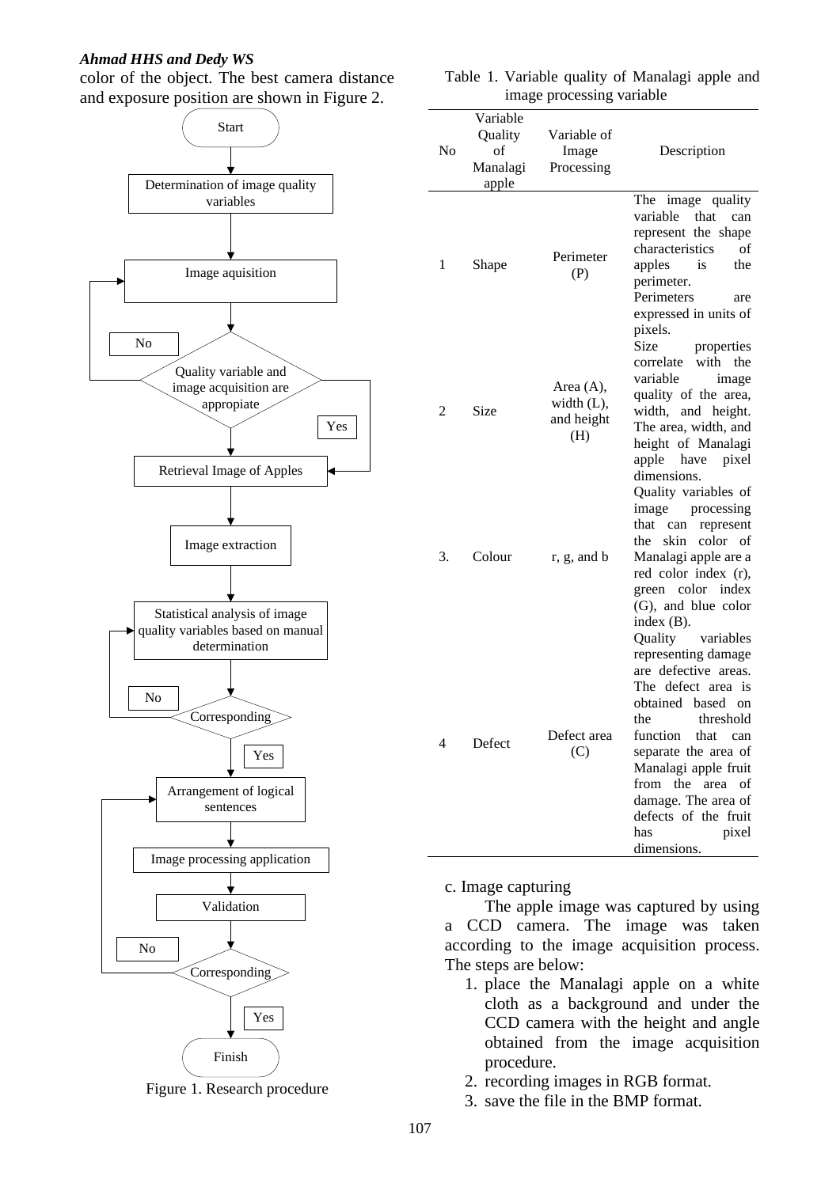color of the object. The best camera distance and exposure position are shown in Figure 2.

Start → Determination of image quality variables → Image aquisition → Quality variable and image acquisition are appropiate (No → Image aquisition; Yes →) → Retrieval Image of Apples → Image extraction → Statistical analysis of image quality variables based on manual determination → Corresponding (No → Statistical analysis; Yes →) → Arrangement of logical sentences → Image processing application → Validation → Corresponding (No → Arrangement of logical sentences; Yes →) → Finish

Figure 1. Research procedure

Table 1. Variable quality of Manalagi apple and image processing variable

| No | Variable Quality of Manalagi apple | Variable of Image Processing | Description |
|---|---|---|---|
| 1 | Shape | Perimeter (P) | The image quality variable that can represent the shape characteristics of apples is the perimeter. Perimeters are expressed in units of pixels. |
| 2 | Size | Area (A), width (L), and height (H) | Size properties correlate with the variable image quality of the area, width, and height. The area, width, and height of Manalagi apple have pixel dimensions. |
| 3. | Colour | r, g, and b | Quality variables of image processing that can represent the skin color of Manalagi apple are a red color index (r), green color index (G), and blue color index (B). |
| 4 | Defect | Defect area (C) | Quality variables representing damage are defective areas. The defect area is obtained based on the threshold function that can separate the area of Manalagi apple fruit from the area of damage. The area of defects of the fruit has pixel dimensions. |

c. Image capturing

The apple image was captured by using a CCD camera. The image was taken according to the image acquisition process. The steps are below:

1. place the Manalagi apple on a white cloth as a background and under the CCD camera with the height and angle obtained from the image acquisition procedure.
2. recording images in RGB format.
3. save the file in the BMP format.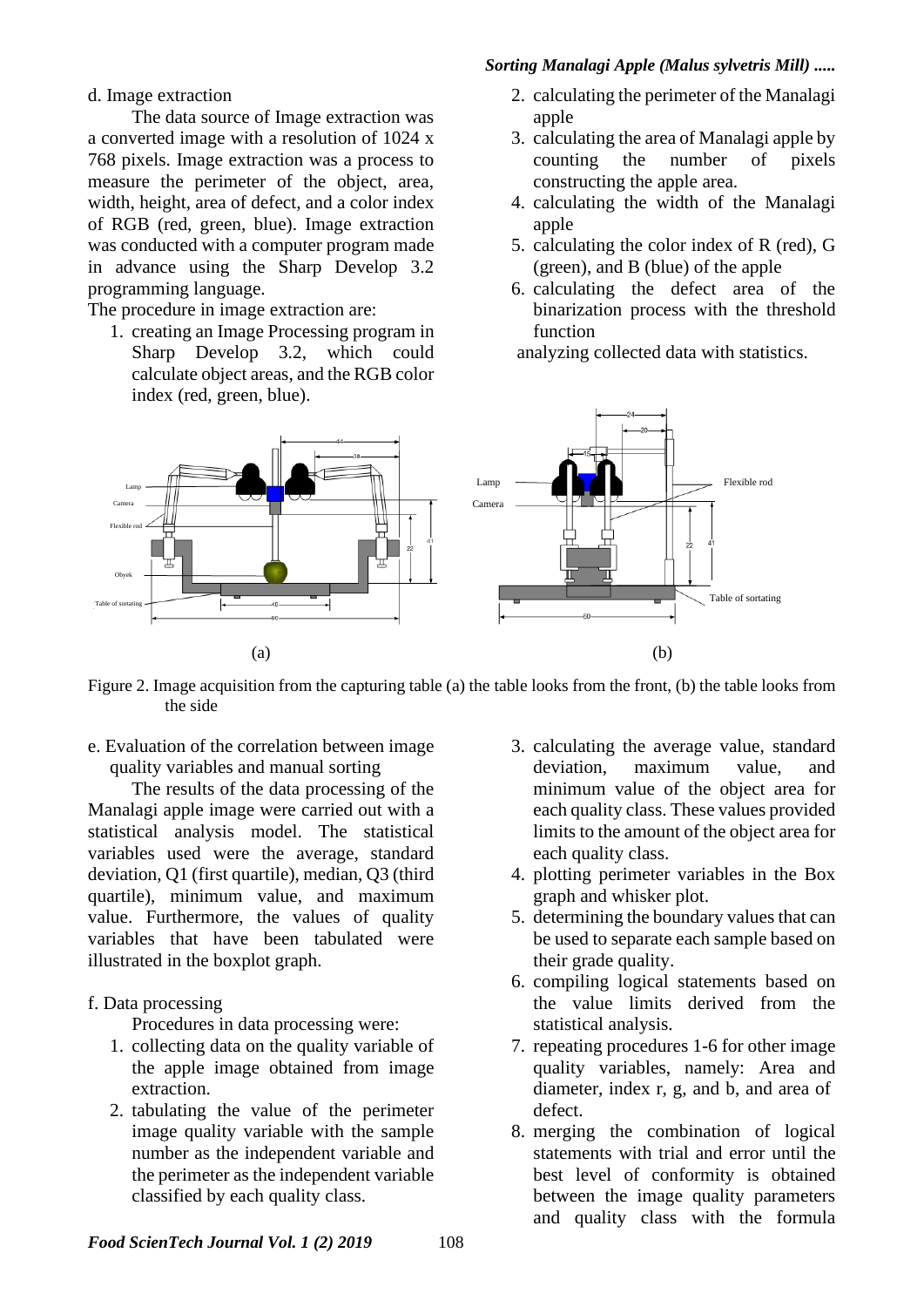d. Image extraction

The data source of Image extraction was a converted image with a resolution of 1024 x 768 pixels. Image extraction was a process to measure the perimeter of the object, area, width, height, area of defect, and a color index of RGB (red, green, blue). Image extraction was conducted with a computer program made in advance using the Sharp Develop 3.2 programming language.

The procedure in image extraction are:

1. creating an Image Processing program in Sharp Develop 3.2, which could calculate object areas, and the RGB color index (red, green, blue).
2. calculating the perimeter of the Manalagi apple
3. calculating the area of Manalagi apple by counting the number of pixels constructing the apple area.
4. calculating the width of the Manalagi apple
5. calculating the color index of R (red), G (green), and B (blue) of the apple
6. calculating the defect area of the binarization process with the threshold function

analyzing collected data with statistics.

Figure 2. Image acquisition from the capturing table (a) the table looks from the front, (b) the table looks from the side

e. Evaluation of the correlation between image quality variables and manual sorting

The results of the data processing of the Manalagi apple image were carried out with a statistical analysis model. The statistical variables used were the average, standard deviation, Q1 (first quartile), median, Q3 (third quartile), minimum value, and maximum value. Furthermore, the values of quality variables that have been tabulated were illustrated in the boxplot graph.

f. Data processing

Procedures in data processing were:

1. collecting data on the quality variable of the apple image obtained from image extraction.
2. tabulating the value of the perimeter image quality variable with the sample number as the independent variable and the perimeter as the independent variable classified by each quality class.
3. calculating the average value, standard deviation, maximum value, and minimum value of the object area for each quality class. These values provided limits to the amount of the object area for each quality class.
4. plotting perimeter variables in the Box graph and whisker plot.
5. determining the boundary values that can be used to separate each sample based on their grade quality.
6. compiling logical statements based on the value limits derived from the statistical analysis.
7. repeating procedures 1-6 for other image quality variables, namely: Area and diameter, index r, g, and b, and area of defect.
8. merging the combination of logical statements with trial and error until the best level of conformity is obtained between the image quality parameters and quality class with the formula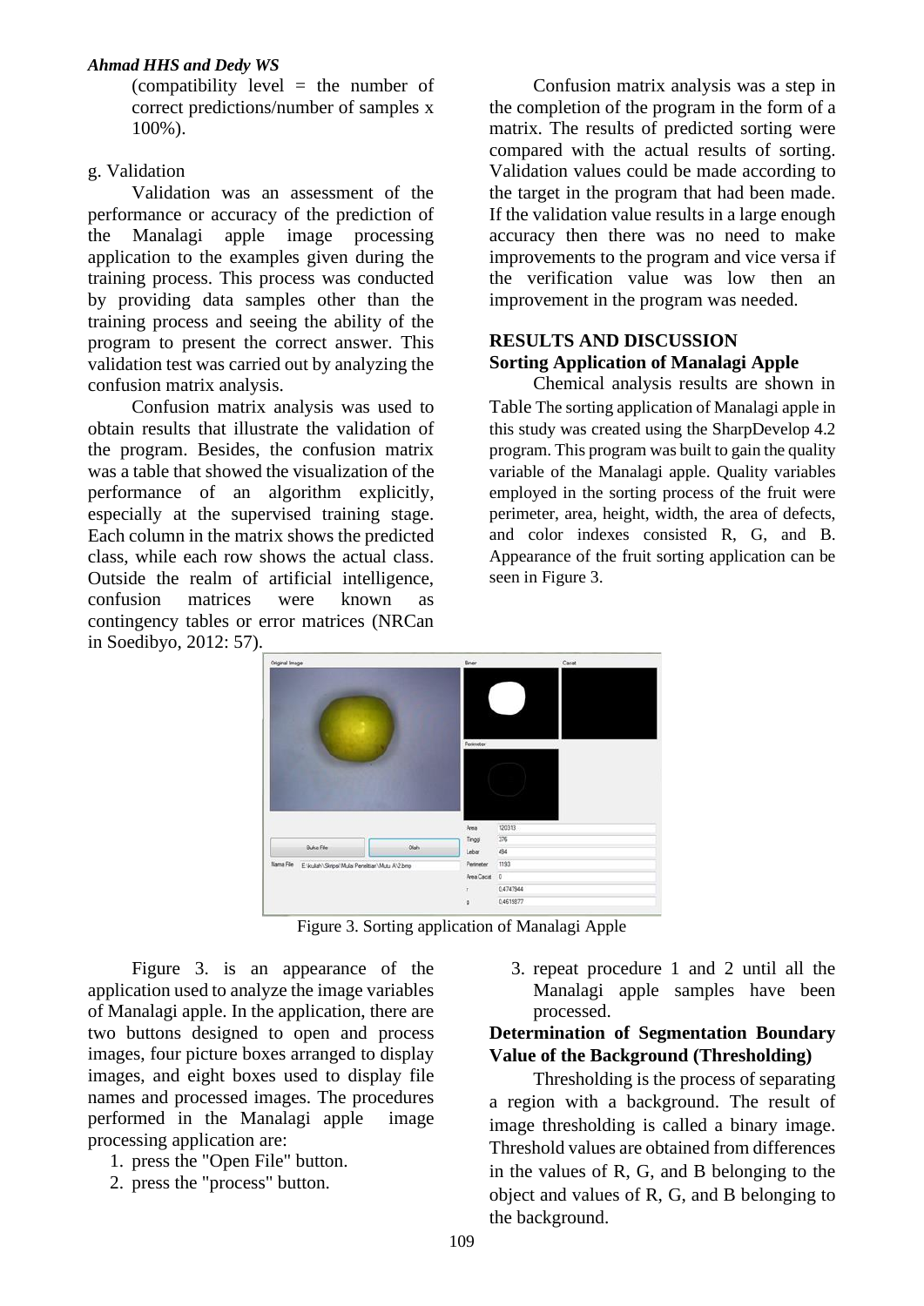(compatibility level = the number of correct predictions/number of samples x 100%).

g. Validation

Validation was an assessment of the performance or accuracy of the prediction of the Manalagi apple image processing application to the examples given during the training process. This process was conducted by providing data samples other than the training process and seeing the ability of the program to present the correct answer. This validation test was carried out by analyzing the confusion matrix analysis.

Confusion matrix analysis was used to obtain results that illustrate the validation of the program. Besides, the confusion matrix was a table that showed the visualization of the performance of an algorithm explicitly, especially at the supervised training stage. Each column in the matrix shows the predicted class, while each row shows the actual class. Outside the realm of artificial intelligence, confusion matrices were known as contingency tables or error matrices (NRCan in Soedibyo, 2012: 57).

Confusion matrix analysis was a step in the completion of the program in the form of a matrix. The results of predicted sorting were compared with the actual results of sorting. Validation values could be made according to the target in the program that had been made. If the validation value results in a large enough accuracy then there was no need to make improvements to the program and vice versa if the verification value was low then an improvement in the program was needed.

## RESULTS AND DISCUSSION

### Sorting Application of Manalagi Apple

Chemical analysis results are shown in Table The sorting application of Manalagi apple in this study was created using the SharpDevelop 4.2 program. This program was built to gain the quality variable of the Manalagi apple. Quality variables employed in the sorting process of the fruit were perimeter, area, height, width, the area of defects, and color indexes consisted R, G, and B. Appearance of the fruit sorting application can be seen in Figure 3.

Figure 3. Sorting application of Manalagi Apple

Figure 3. is an appearance of the application used to analyze the image variables of Manalagi apple. In the application, there are two buttons designed to open and process images, four picture boxes arranged to display images, and eight boxes used to display file names and processed images. The procedures performed in the Manalagi apple image processing application are:

1. press the "Open File" button.
2. press the "process" button.
3. repeat procedure 1 and 2 until all the Manalagi apple samples have been processed.

### Determination of Segmentation Boundary Value of the Background (Thresholding)

Thresholding is the process of separating a region with a background. The result of image thresholding is called a binary image. Threshold values are obtained from differences in the values of R, G, and B belonging to the object and values of R, G, and B belonging to the background.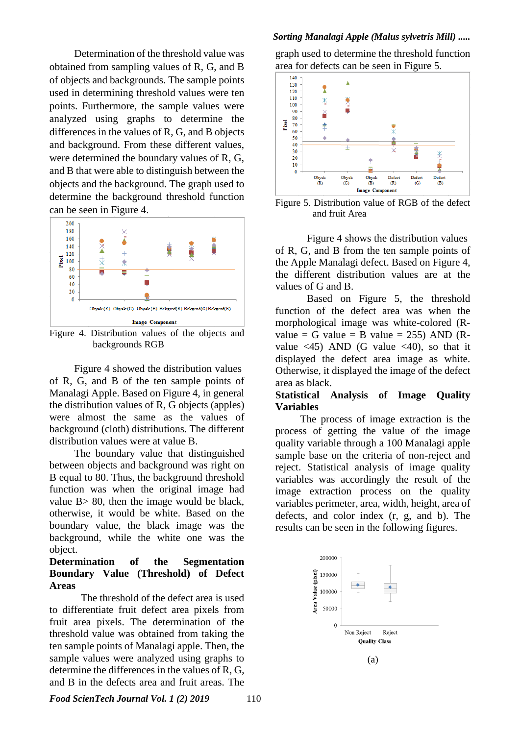Determination of the threshold value was obtained from sampling values of R, G, and B of objects and backgrounds. The sample points used in determining threshold values were ten points. Furthermore, the sample values were analyzed using graphs to determine the differences in the values of R, G, and B objects and background. From these different values, were determined the boundary values of R, G, and B that were able to distinguish between the objects and the background. The graph used to determine the background threshold function can be seen in Figure 4.

Figure 4. Distribution values of the objects and backgrounds RGB

Figure 4 showed the distribution values of R, G, and B of the ten sample points of Manalagi Apple. Based on Figure 4, in general the distribution values of R, G objects (apples) were almost the same as the values of background (cloth) distributions. The different distribution values were at value B.

The boundary value that distinguished between objects and background was right on B equal to 80. Thus, the background threshold function was when the original image had value B> 80, then the image would be black, otherwise, it would be white. Based on the boundary value, the black image was the background, while the white one was the object.

**Determination of the Segmentation Boundary Value (Threshold) of Defect Areas**

The threshold of the defect area is used to differentiate fruit defect area pixels from fruit area pixels. The determination of the threshold value was obtained from taking the ten sample points of Manalagi apple. Then, the sample values were analyzed using graphs to determine the differences in the values of R, G, and B in the defects area and fruit areas. The graph used to determine the threshold function area for defects can be seen in Figure 5.

Figure 5. Distribution value of RGB of the defect and fruit Area

Figure 4 shows the distribution values of R, G, and B from the ten sample points of the Apple Manalagi defect. Based on Figure 4, the different distribution values are at the values of G and B.

Based on Figure 5, the threshold function of the defect area was when the morphological image was white-colored (R-value = G value = B value = 255) AND (R-value <45) AND (G value <40), so that it displayed the defect area image as white. Otherwise, it displayed the image of the defect area as black.

**Statistical Analysis of Image Quality Variables**

The process of image extraction is the process of getting the value of the image quality variable through a 100 Manalagi apple sample base on the criteria of non-reject and reject. Statistical analysis of image quality variables was accordingly the result of the image extraction process on the quality variables perimeter, area, width, height, area of defects, and color index (r, g, and b). The results can be seen in the following figures.

(a)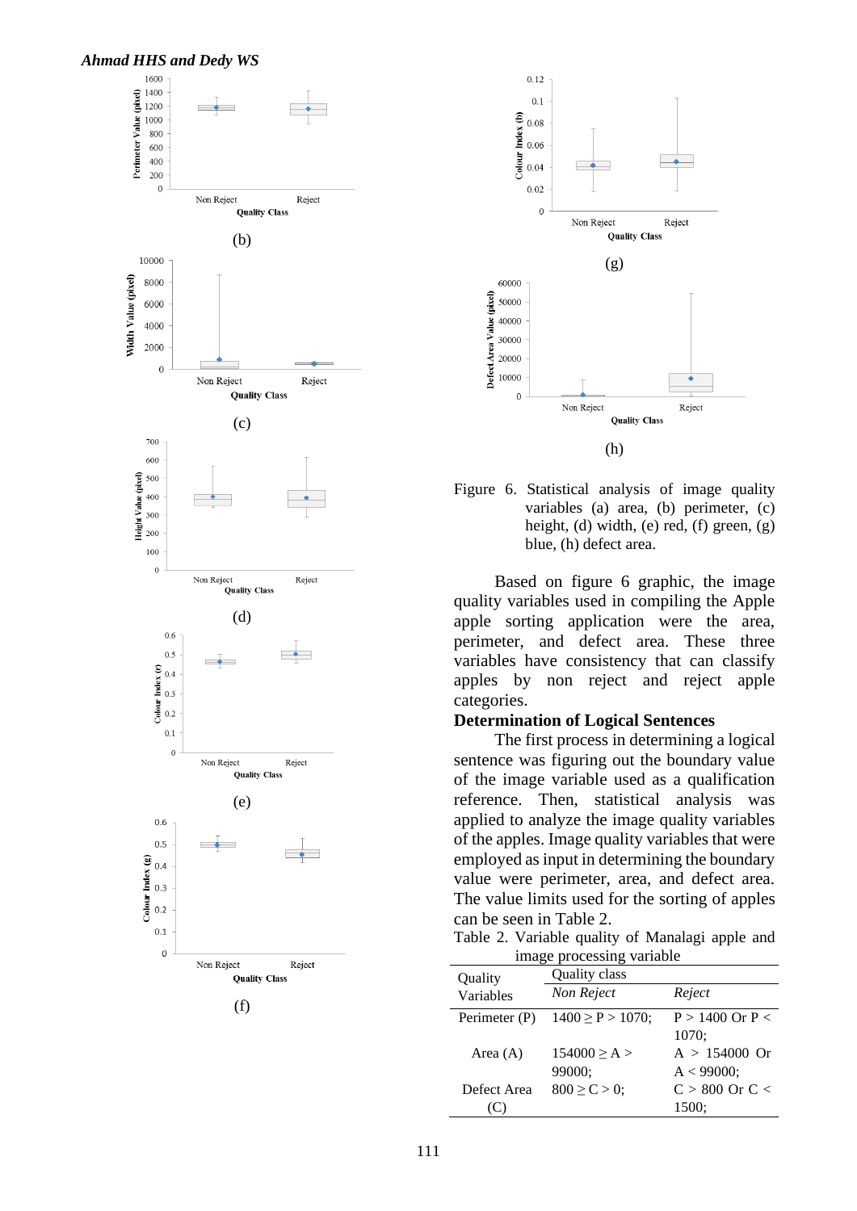(b)

(c)

(d)

(e)

(f)

(g)

(h)

Figure 6. Statistical analysis of image quality variables (a) area, (b) perimeter, (c) height, (d) width, (e) red, (f) green, (g) blue, (h) defect area.

Based on figure 6 graphic, the image quality variables used in compiling the Apple apple sorting application were the area, perimeter, and defect area. These three variables have consistency that can classify apples by non reject and reject apple categories.

### Determination of Logical Sentences

The first process in determining a logical sentence was figuring out the boundary value of the image variable used as a qualification reference. Then, statistical analysis was applied to analyze the image quality variables of the apples. Image quality variables that were employed as input in determining the boundary value were perimeter, area, and defect area. The value limits used for the sorting of apples can be seen in Table 2.

Table 2. Variable quality of Manalagi apple and image processing variable

| Quality Variables | Quality class | |
|---|---|---|
| | *Non Reject* | *Reject* |
| Perimeter (P) | $1400 \geq P > 1070$; | $P > 1400$ Or $P < 1070$; |
| Area (A) | $154000 \geq A > 99000$; | $A > 154000$ Or $A < 99000$; |
| Defect Area (C) | $800 \geq C > 0$; | $C > 800$ Or $C < 1500$; |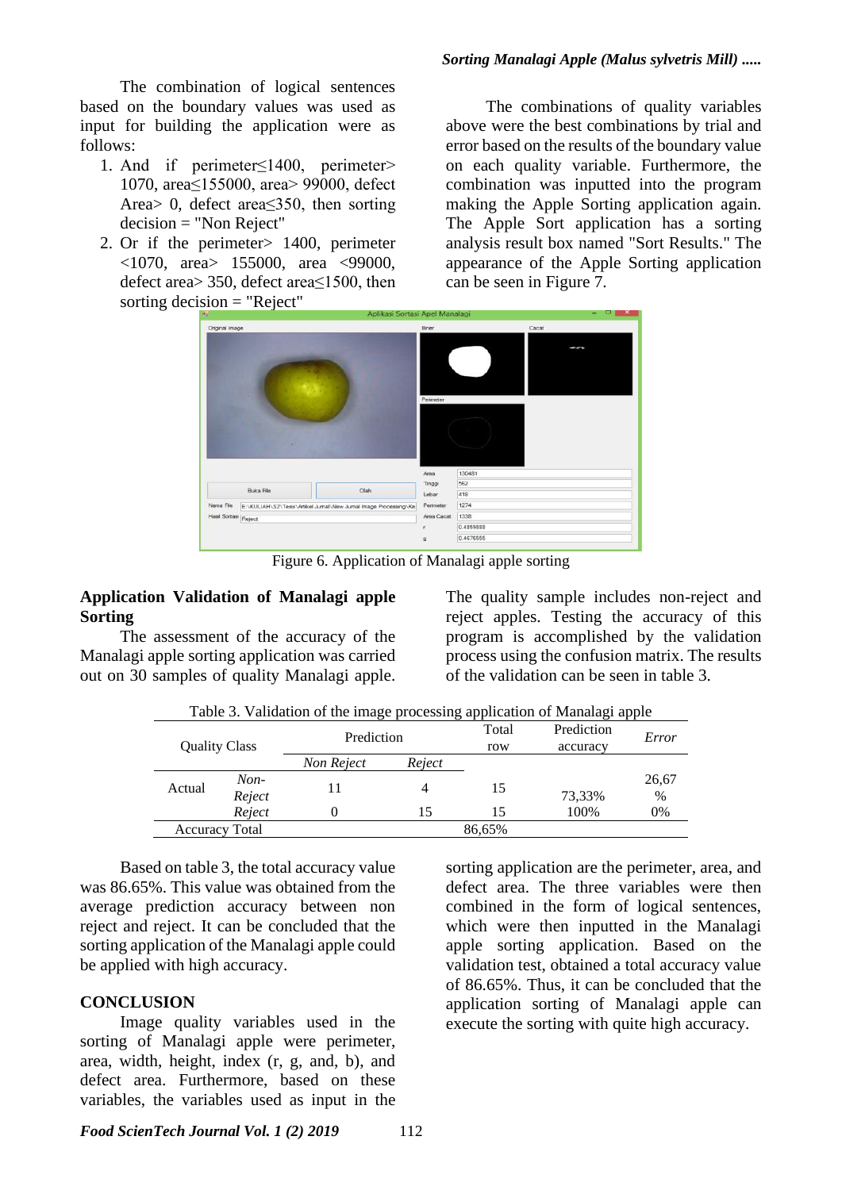The combination of logical sentences based on the boundary values was used as input for building the application were as follows:

1. And if perimeter≤1400, perimeter> 1070, area≤155000, area> 99000, defect Area> 0, defect area≤350, then sorting decision = "Non Reject"
2. Or if the perimeter> 1400, perimeter <1070, area> 155000, area <99000, defect area> 350, defect area≤1500, then sorting decision = "Reject"

The combinations of quality variables above were the best combinations by trial and error based on the results of the boundary value on each quality variable. Furthermore, the combination was inputted into the program making the Apple Sorting application again. The Apple Sort application has a sorting analysis result box named "Sort Results." The appearance of the Apple Sorting application can be seen in Figure 7.

Figure 6. Application of Manalagi apple sorting

## Application Validation of Manalagi apple Sorting

The assessment of the accuracy of the Manalagi apple sorting application was carried out on 30 samples of quality Manalagi apple. The quality sample includes non-reject and reject apples. Testing the accuracy of this program is accomplished by the validation process using the confusion matrix. The results of the validation can be seen in table 3.

Table 3. Validation of the image processing application of Manalagi apple

| Quality Class | | Prediction | | Total row | Prediction accuracy | *Error* |
|---|---|---|---|---|---|---|
| | | *Non Reject* | *Reject* | | | |
| Actual | *Non-Reject* | 11 | 4 | 15 | 73,33% | 26,67 % |
| | *Reject* | 0 | 15 | 15 | 100% | 0% |
| Accuracy Total | | | | 86,65% | | |

Based on table 3, the total accuracy value was 86.65%. This value was obtained from the average prediction accuracy between non reject and reject. It can be concluded that the sorting application of the Manalagi apple could be applied with high accuracy.

## CONCLUSION

Image quality variables used in the sorting of Manalagi apple were perimeter, area, width, height, index (r, g, and, b), and defect area. Furthermore, based on these variables, the variables used as input in the sorting application are the perimeter, area, and defect area. The three variables were then combined in the form of logical sentences, which were then inputted in the Manalagi apple sorting application. Based on the validation test, obtained a total accuracy value of 86.65%. Thus, it can be concluded that the application sorting of Manalagi apple can execute the sorting with quite high accuracy.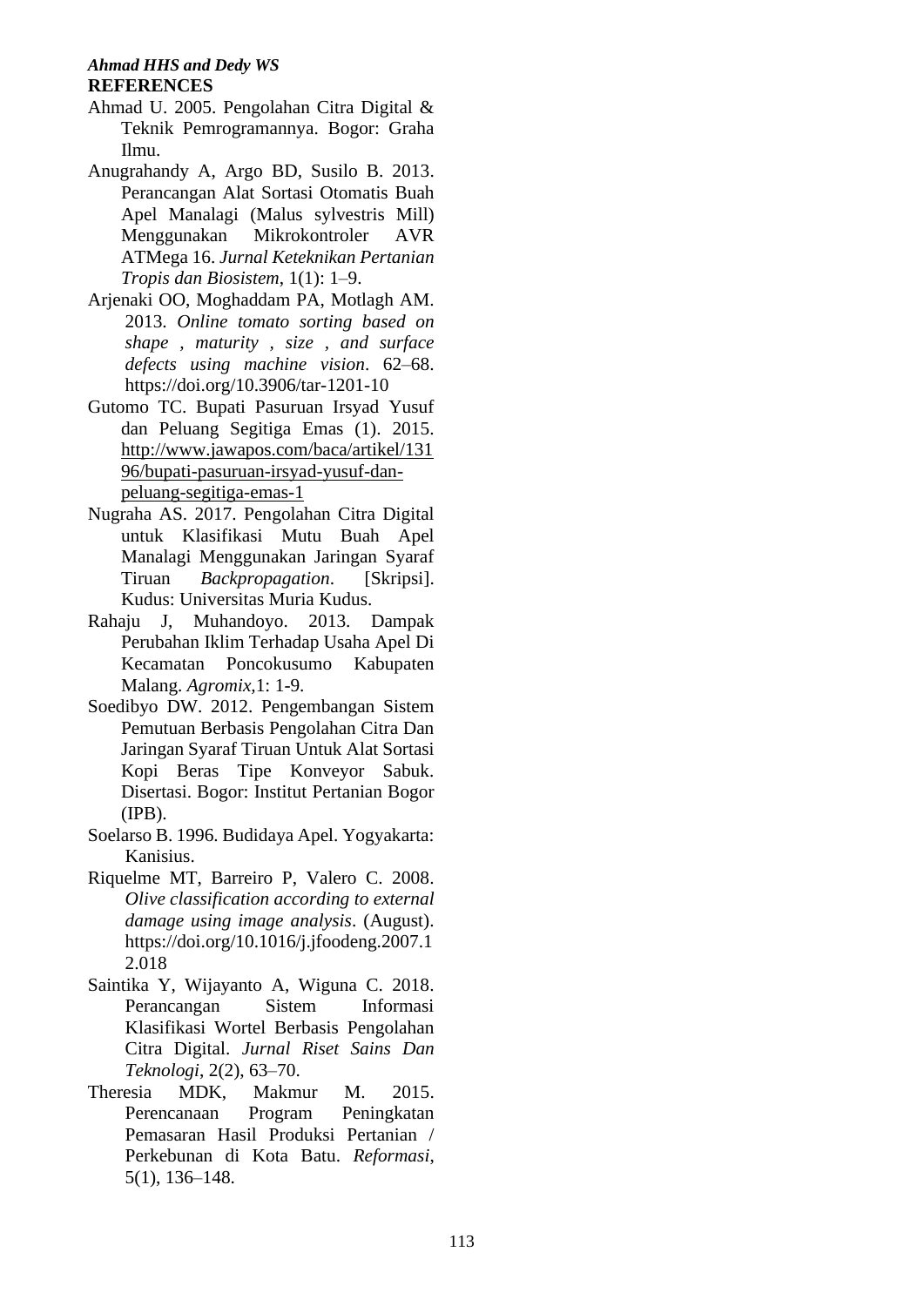## REFERENCES

Ahmad U. 2005. Pengolahan Citra Digital & Teknik Pemrogramannya. Bogor: Graha Ilmu.

Anugrahandy A, Argo BD, Susilo B. 2013. Perancangan Alat Sortasi Otomatis Buah Apel Manalagi (Malus sylvestris Mill) Menggunakan Mikrokontroler AVR ATMega 16. *Jurnal Keteknikan Pertanian Tropis dan Biosistem*, 1(1): 1–9.

Arjenaki OO, Moghaddam PA, Motlagh AM. 2013. *Online tomato sorting based on shape , maturity , size , and surface defects using machine vision*. 62–68. https://doi.org/10.3906/tar-1201-10

Gutomo TC. Bupati Pasuruan Irsyad Yusuf dan Peluang Segitiga Emas (1). 2015. http://www.jawapos.com/baca/artikel/13196/bupati-pasuruan-irsyad-yusuf-dan-peluang-segitiga-emas-1

Nugraha AS. 2017. Pengolahan Citra Digital untuk Klasifikasi Mutu Buah Apel Manalagi Menggunakan Jaringan Syaraf Tiruan *Backpropagation*. [Skripsi]. Kudus: Universitas Muria Kudus.

Rahaju J, Muhandoyo. 2013. Dampak Perubahan Iklim Terhadap Usaha Apel Di Kecamatan Poncokusumo Kabupaten Malang. *Agromix*,1: 1-9.

Soedibyo DW. 2012. Pengembangan Sistem Pemutuan Berbasis Pengolahan Citra Dan Jaringan Syaraf Tiruan Untuk Alat Sortasi Kopi Beras Tipe Konveyor Sabuk. Disertasi. Bogor: Institut Pertanian Bogor (IPB).

Soelarso B. 1996. Budidaya Apel. Yogyakarta: Kanisius.

Riquelme MT, Barreiro P, Valero C. 2008. *Olive classification according to external damage using image analysis*. (August). https://doi.org/10.1016/j.jfoodeng.2007.12.018

Saintika Y, Wijayanto A, Wiguna C. 2018. Perancangan Sistem Informasi Klasifikasi Wortel Berbasis Pengolahan Citra Digital. *Jurnal Riset Sains Dan Teknologi*, 2(2), 63–70.

Theresia MDK, Makmur M. 2015. Perencanaan Program Peningkatan Pemasaran Hasil Produksi Pertanian / Perkebunan di Kota Batu. *Reformasi*, 5(1), 136–148.